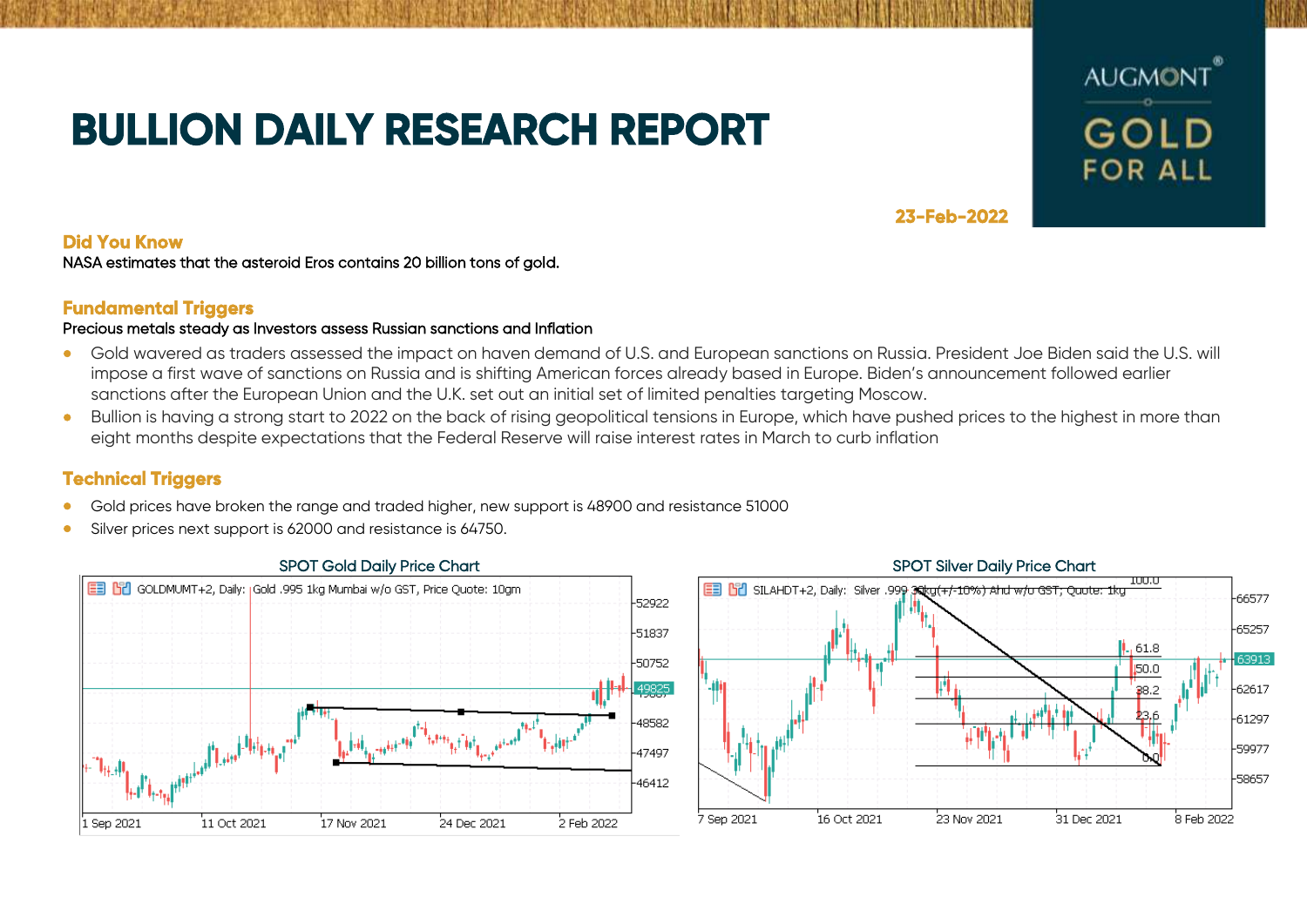# BULLION DAILY RESEARCH REPORT

AUGMONT® GOLD FOR ALL

**23-Feb-2022**

## Did You Know

NASA estimates that the asteroid Eros contains 20 billion tons of gold.

## Fundamental Triggers

Precious metals steady as Investors assess Russian sanctions and Inflation

- Gold wavered as traders assessed the impact on haven demand of U.S. and European sanctions on Russia. President Joe Biden said the U.S. will impose a first wave of sanctions on Russia and is shifting American forces already based in Europe. Biden's announcement followed earlier sanctions after the European Union and the U.K. set out an initial set of limited penalties targeting Moscow.
- Bullion is having a strong start to 2022 on the back of rising geopolitical tensions in Europe, which have pushed prices to the highest in more than eight months despite expectations that the Federal Reserve will raise interest rates in March to curb inflation

## Technical Triggers

- Gold prices have broken the range and traded higher, new support is 48900 and resistance 51000
- Silver prices next support is 62000 and resistance is 64750.

SPOT Gold Daily Price Chart

SPOT Silver Daily Price Chart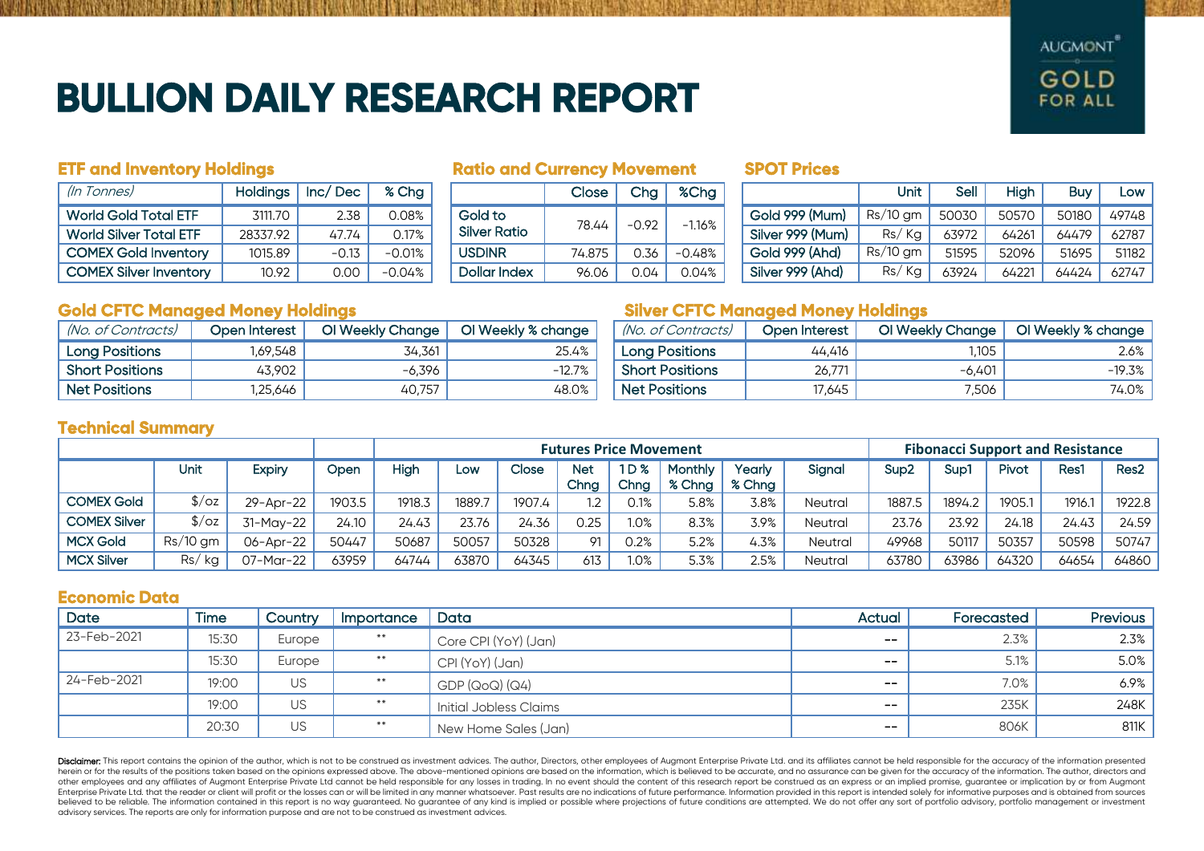# BULLION DAILY RESEARCH REPORT

AUGMONT GOLD FOR ALL

## ETF and Inventory Holdings

| *(In Tonnes)* | Holdings | Inc/ Dec | % Chg |
|---|---|---|---|
| World Gold Total ETF | 3111.70 | 2.38 | 0.08% |
| World Silver Total ETF | 28337.92 | 47.74 | 0.17% |
| COMEX Gold Inventory | 1015.89 | -0.13 | -0.01% |
| COMEX Silver Inventory | 10.92 | 0.00 | -0.04% |

## Ratio and Currency Movement

| | Close | Chg | %Chg |
|---|---|---|---|
| Gold to Silver Ratio | 78.44 | -0.92 | -1.16% |
| USDINR | 74.875 | 0.36 | -0.48% |
| Dollar Index | 96.06 | 0.04 | 0.04% |

## SPOT Prices

| | Unit | Sell | High | Buy | Low |
|---|---|---|---|---|---|
| Gold 999 (Mum) | Rs/10 gm | 50030 | 50570 | 50180 | 49748 |
| Silver 999 (Mum) | Rs/ Kg | 63972 | 64261 | 64479 | 62787 |
| Gold 999 (Ahd) | Rs/10 gm | 51595 | 52096 | 51695 | 51182 |
| Silver 999 (Ahd) | Rs/ Kg | 63924 | 64221 | 64424 | 62747 |

## Gold CFTC Managed Money Holdings

| *(No. of Contracts)* | Open Interest | OI Weekly Change | OI Weekly % change |
|---|---|---|---|
| Long Positions | 1,69,548 | 34,361 | 25.4% |
| Short Positions | 43,902 | -6,396 | -12.7% |
| Net Positions | 1,25,646 | 40,757 | 48.0% |

## Silver CFTC Managed Money Holdings

| *(No. of Contracts)* | Open Interest | OI Weekly Change | OI Weekly % change |
|---|---|---|---|
| Long Positions | 44,416 | 1,105 | 2.6% |
| Short Positions | 26,771 | -6,401 | -19.3% |
| Net Positions | 17,645 | 7,506 | 74.0% |

## Technical Summary

| | | | | Futures Price Movement | | | | | | | | Fibonacci Support and Resistance | | | | |
|---|---|---|---|---|---|---|---|---|---|---|---|---|---|---|---|---|
| | Unit | Expiry | Open | High | Low | Close | Net Chng | 1 D % Chng | Monthly % Chng | Yearly % Chng | Signal | Sup2 | Sup1 | Pivot | Res1 | Res2 |
| COMEX Gold | $/oz | 29-Apr-22 | 1903.5 | 1918.3 | 1889.7 | 1907.4 | 1.2 | 0.1% | 5.8% | 3.8% | Neutral | 1887.5 | 1894.2 | 1905.1 | 1916.1 | 1922.8 |
| COMEX Silver | $/oz | 31-May-22 | 24.10 | 24.43 | 23.76 | 24.36 | 0.25 | 1.0% | 8.3% | 3.9% | Neutral | 23.76 | 23.92 | 24.18 | 24.43 | 24.59 |
| MCX Gold | Rs/10 gm | 06-Apr-22 | 50447 | 50687 | 50057 | 50328 | 91 | 0.2% | 5.2% | 4.3% | Neutral | 49968 | 50117 | 50357 | 50598 | 50747 |
| MCX Silver | Rs/ kg | 07-Mar-22 | 63959 | 64744 | 63870 | 64345 | 613 | 1.0% | 5.3% | 2.5% | Neutral | 63780 | 63986 | 64320 | 64654 | 64860 |

## Economic Data

| Date | Time | Country | Importance | Data | Actual | Forecasted | Previous |
|---|---|---|---|---|---|---|---|
| 23-Feb-2021 | 15:30 | Europe | ** | Core CPI (YoY) (Jan) | -- | 2.3% | 2.3% |
| | 15:30 | Europe | ** | CPI (YoY) (Jan) | -- | 5.1% | 5.0% |
| 24-Feb-2021 | 19:00 | US | ** | GDP (QoQ) (Q4) | -- | 7.0% | 6.9% |
| | 19:00 | US | ** | Initial Jobless Claims | -- | 235K | 248K |
| | 20:30 | US | ** | New Home Sales (Jan) | -- | 806K | 811K |

**Disclaimer:** This report contains the opinion of the author, which is not to be construed as investment advices. The author, Directors, other employees of Augmont Enterprise Private Ltd. and its affiliates cannot be held responsible for the accuracy of the information presented herein or for the results of the positions taken based on the opinions expressed above. The above-mentioned opinions are based on the information, which is believed to be accurate, and no assurance can be given for the accuracy of the information. The author, directors and other employees and any affiliates of Augmont Enterprise Private Ltd cannot be held responsible for any losses in trading. In no event should the content of this research report be construed as an express or an implied promise, guarantee or implication by or from Augmont Enterprise Private Ltd. that the reader or client will profit or the losses can or will be limited in any manner whatsoever. Past results are no indications of future performance. Information provided in this report is intended solely for informative purposes and is obtained from sources believed to be reliable. The information contained in this report is no way guaranteed. No guarantee of any kind is implied or possible where projections of future conditions are attempted. We do not offer any sort of portfolio advisory, portfolio management or investment advisory services. The reports are only for information purpose and are not to be construed as investment advices.